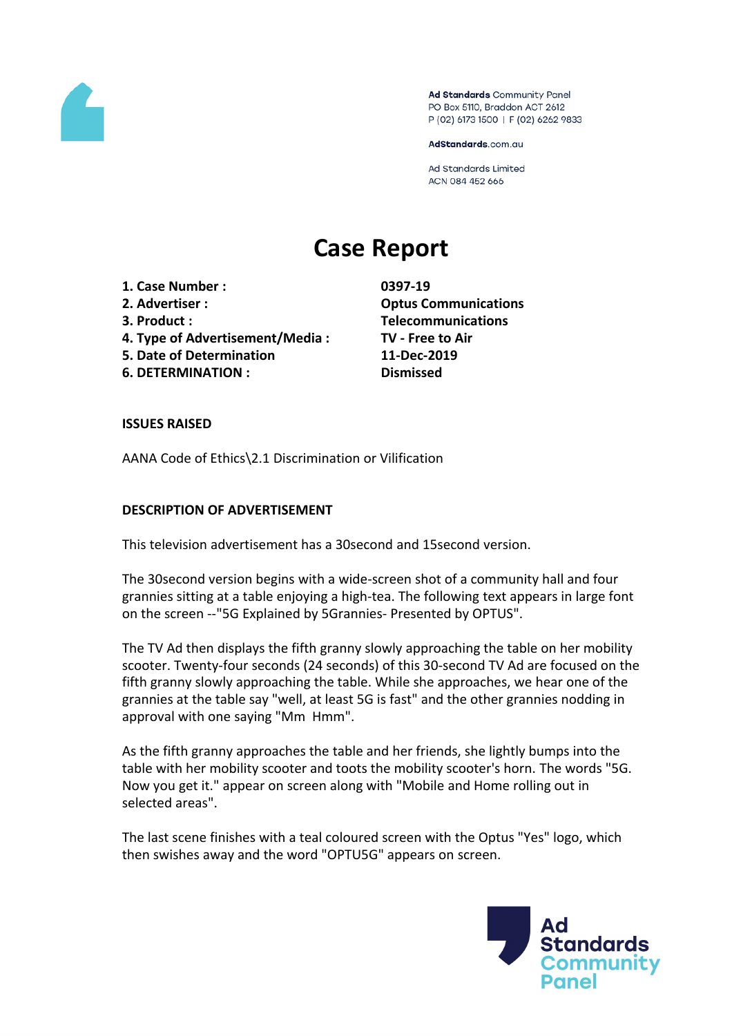Ad Standards Community Panel
PO Box 5110, Braddon ACT 2612
P (02) 6173 1500 | F (02) 6262 9833

AdStandards.com.au

Ad Standards Limited
ACN 084 452 666

# Case Report

| | |
|---|---|
| **1. Case Number :** | **0397-19** |
| **2. Advertiser :** | **Optus Communications** |
| **3. Product :** | **Telecommunications** |
| **4. Type of Advertisement/Media :** | **TV - Free to Air** |
| **5. Date of Determination** | **11-Dec-2019** |
| **6. DETERMINATION :** | **Dismissed** |

**ISSUES RAISED**

AANA Code of Ethics\2.1 Discrimination or Vilification

**DESCRIPTION OF ADVERTISEMENT**

This television advertisement has a 30second and 15second version.

The 30second version begins with a wide-screen shot of a community hall and four grannies sitting at a table enjoying a high-tea. The following text appears in large font on the screen --"5G Explained by 5Grannies- Presented by OPTUS".

The TV Ad then displays the fifth granny slowly approaching the table on her mobility scooter. Twenty-four seconds (24 seconds) of this 30-second TV Ad are focused on the fifth granny slowly approaching the table. While she approaches, we hear one of the grannies at the table say "well, at least 5G is fast" and the other grannies nodding in approval with one saying "Mm Hmm".

As the fifth granny approaches the table and her friends, she lightly bumps into the table with her mobility scooter and toots the mobility scooter's horn. The words "5G. Now you get it." appear on screen along with "Mobile and Home rolling out in selected areas".

The last scene finishes with a teal coloured screen with the Optus "Yes" logo, which then swishes away and the word "OPTUS5G" appears on screen.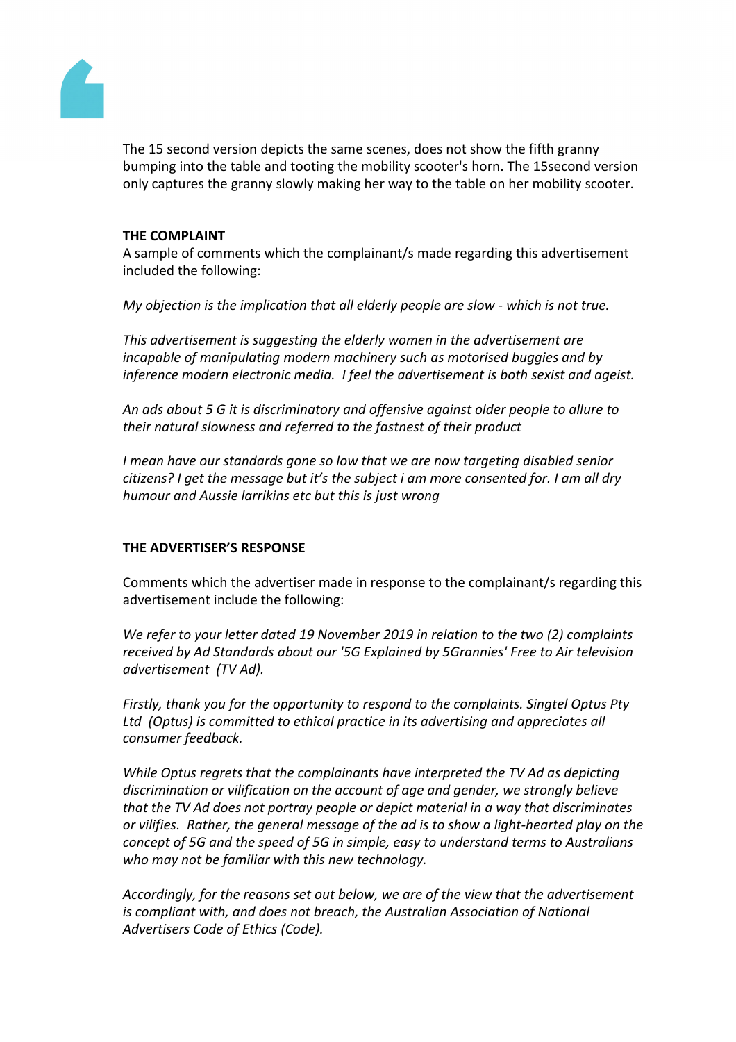The 15 second version depicts the same scenes, does not show the fifth granny bumping into the table and tooting the mobility scooter's horn. The 15second version only captures the granny slowly making her way to the table on her mobility scooter.

**THE COMPLAINT**

A sample of comments which the complainant/s made regarding this advertisement included the following:

*My objection is the implication that all elderly people are slow - which is not true.*

*This advertisement is suggesting the elderly women in the advertisement are incapable of manipulating modern machinery such as motorised buggies and by inference modern electronic media. I feel the advertisement is both sexist and ageist.*

*An ads about 5 G it is discriminatory and offensive against older people to allure to their natural slowness and referred to the fastnest of their product*

*I mean have our standards gone so low that we are now targeting disabled senior citizens? I get the message but it's the subject i am more consented for. I am all dry humour and Aussie larrikins etc but this is just wrong*

**THE ADVERTISER'S RESPONSE**

Comments which the advertiser made in response to the complainant/s regarding this advertisement include the following:

*We refer to your letter dated 19 November 2019 in relation to the two (2) complaints received by Ad Standards about our '5G Explained by 5Grannies' Free to Air television advertisement (TV Ad).*

*Firstly, thank you for the opportunity to respond to the complaints. Singtel Optus Pty Ltd (Optus) is committed to ethical practice in its advertising and appreciates all consumer feedback.*

*While Optus regrets that the complainants have interpreted the TV Ad as depicting discrimination or vilification on the account of age and gender, we strongly believe that the TV Ad does not portray people or depict material in a way that discriminates or vilifies. Rather, the general message of the ad is to show a light-hearted play on the concept of 5G and the speed of 5G in simple, easy to understand terms to Australians who may not be familiar with this new technology.*

*Accordingly, for the reasons set out below, we are of the view that the advertisement is compliant with, and does not breach, the Australian Association of National Advertisers Code of Ethics (Code).*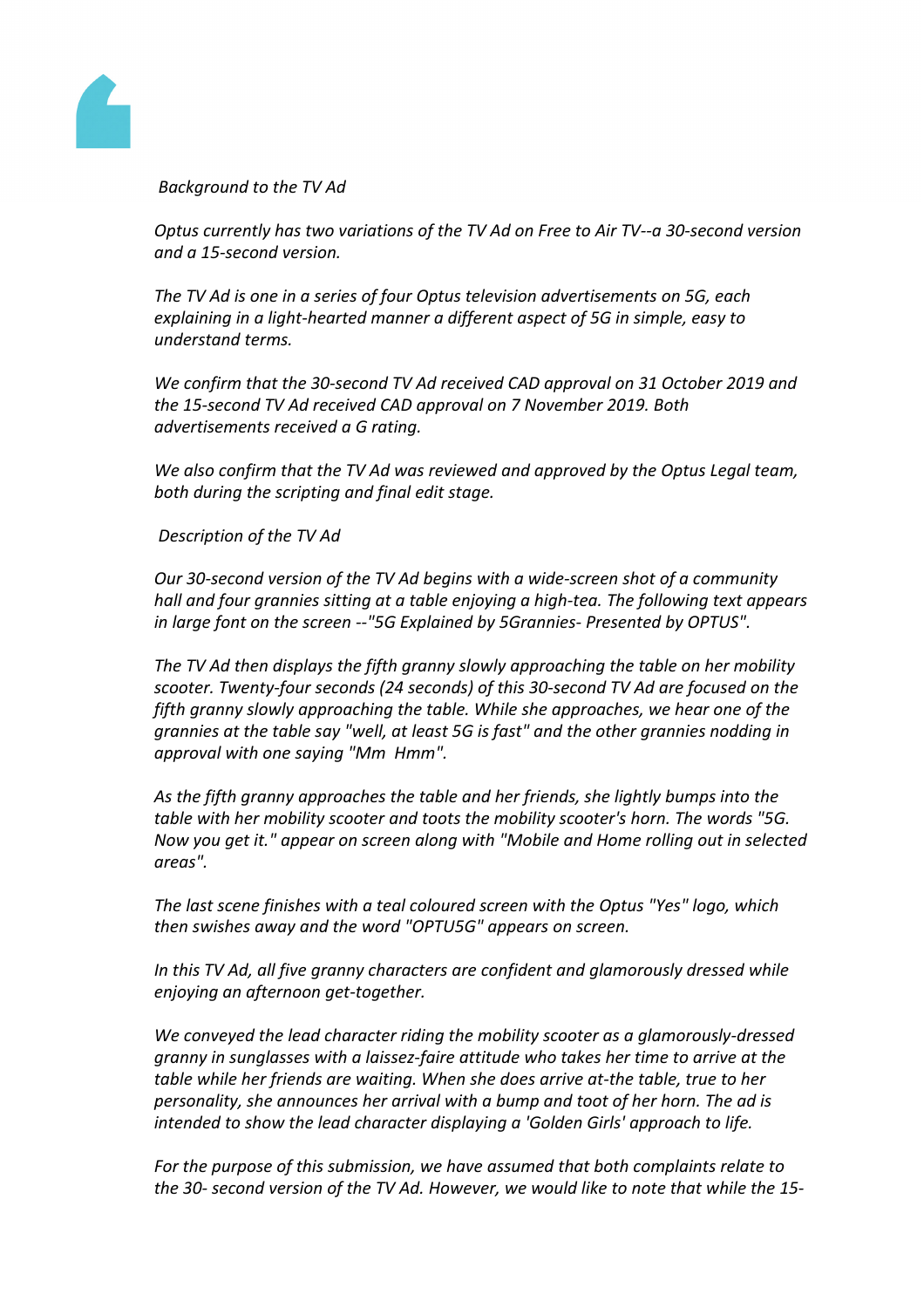*Background to the TV Ad*

*Optus currently has two variations of the TV Ad on Free to Air TV--a 30-second version and a 15-second version.*

*The TV Ad is one in a series of four Optus television advertisements on 5G, each explaining in a light-hearted manner a different aspect of 5G in simple, easy to understand terms.*

*We confirm that the 30-second TV Ad received CAD approval on 31 October 2019 and the 15-second TV Ad received CAD approval on 7 November 2019. Both advertisements received a G rating.*

*We also confirm that the TV Ad was reviewed and approved by the Optus Legal team, both during the scripting and final edit stage.*

*Description of the TV Ad*

*Our 30-second version of the TV Ad begins with a wide-screen shot of a community hall and four grannies sitting at a table enjoying a high-tea. The following text appears in large font on the screen --"5G Explained by 5Grannies- Presented by OPTUS".*

*The TV Ad then displays the fifth granny slowly approaching the table on her mobility scooter. Twenty-four seconds (24 seconds) of this 30-second TV Ad are focused on the fifth granny slowly approaching the table. While she approaches, we hear one of the grannies at the table say "well, at least 5G is fast" and the other grannies nodding in approval with one saying "Mm Hmm".*

*As the fifth granny approaches the table and her friends, she lightly bumps into the table with her mobility scooter and toots the mobility scooter's horn. The words "5G. Now you get it." appear on screen along with "Mobile and Home rolling out in selected areas".*

*The last scene finishes with a teal coloured screen with the Optus "Yes" logo, which then swishes away and the word "OPTU5G" appears on screen.*

*In this TV Ad, all five granny characters are confident and glamorously dressed while enjoying an afternoon get-together.*

*We conveyed the lead character riding the mobility scooter as a glamorously-dressed granny in sunglasses with a laissez-faire attitude who takes her time to arrive at the table while her friends are waiting. When she does arrive at-the table, true to her personality, she announces her arrival with a bump and toot of her horn. The ad is intended to show the lead character displaying a 'Golden Girls' approach to life.*

*For the purpose of this submission, we have assumed that both complaints relate to the 30- second version of the TV Ad. However, we would like to note that while the 15-*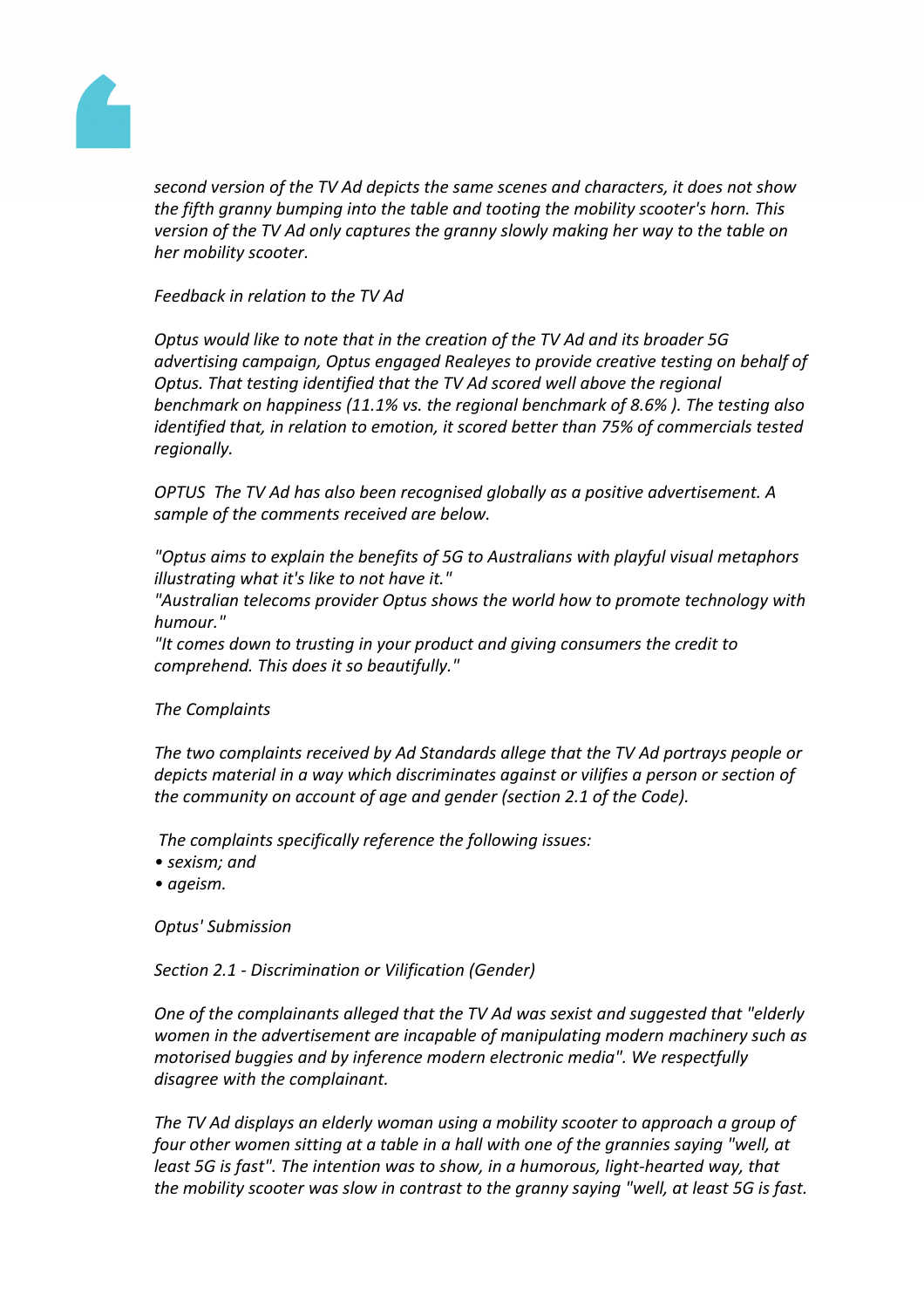*second version of the TV Ad depicts the same scenes and characters, it does not show the fifth granny bumping into the table and tooting the mobility scooter's horn. This version of the TV Ad only captures the granny slowly making her way to the table on her mobility scooter.*

*Feedback in relation to the TV Ad*

*Optus would like to note that in the creation of the TV Ad and its broader 5G advertising campaign, Optus engaged Realeyes to provide creative testing on behalf of Optus. That testing identified that the TV Ad scored well above the regional benchmark on happiness (11.1% vs. the regional benchmark of 8.6% ). The testing also identified that, in relation to emotion, it scored better than 75% of commercials tested regionally.*

*OPTUS The TV Ad has also been recognised globally as a positive advertisement. A sample of the comments received are below.*

*"Optus aims to explain the benefits of 5G to Australians with playful visual metaphors illustrating what it's like to not have it."*
*"Australian telecoms provider Optus shows the world how to promote technology with humour."*
*"It comes down to trusting in your product and giving consumers the credit to comprehend. This does it so beautifully."*

*The Complaints*

*The two complaints received by Ad Standards allege that the TV Ad portrays people or depicts material in a way which discriminates against or vilifies a person or section of the community on account of age and gender (section 2.1 of the Code).*

*The complaints specifically reference the following issues:*

- *sexism; and*
- *ageism.*

*Optus' Submission*

*Section 2.1 - Discrimination or Vilification (Gender)*

*One of the complainants alleged that the TV Ad was sexist and suggested that "elderly women in the advertisement are incapable of manipulating modern machinery such as motorised buggies and by inference modern electronic media". We respectfully disagree with the complainant.*

*The TV Ad displays an elderly woman using a mobility scooter to approach a group of four other women sitting at a table in a hall with one of the grannies saying "well, at least 5G is fast". The intention was to show, in a humorous, light-hearted way, that the mobility scooter was slow in contrast to the granny saying "well, at least 5G is fast.*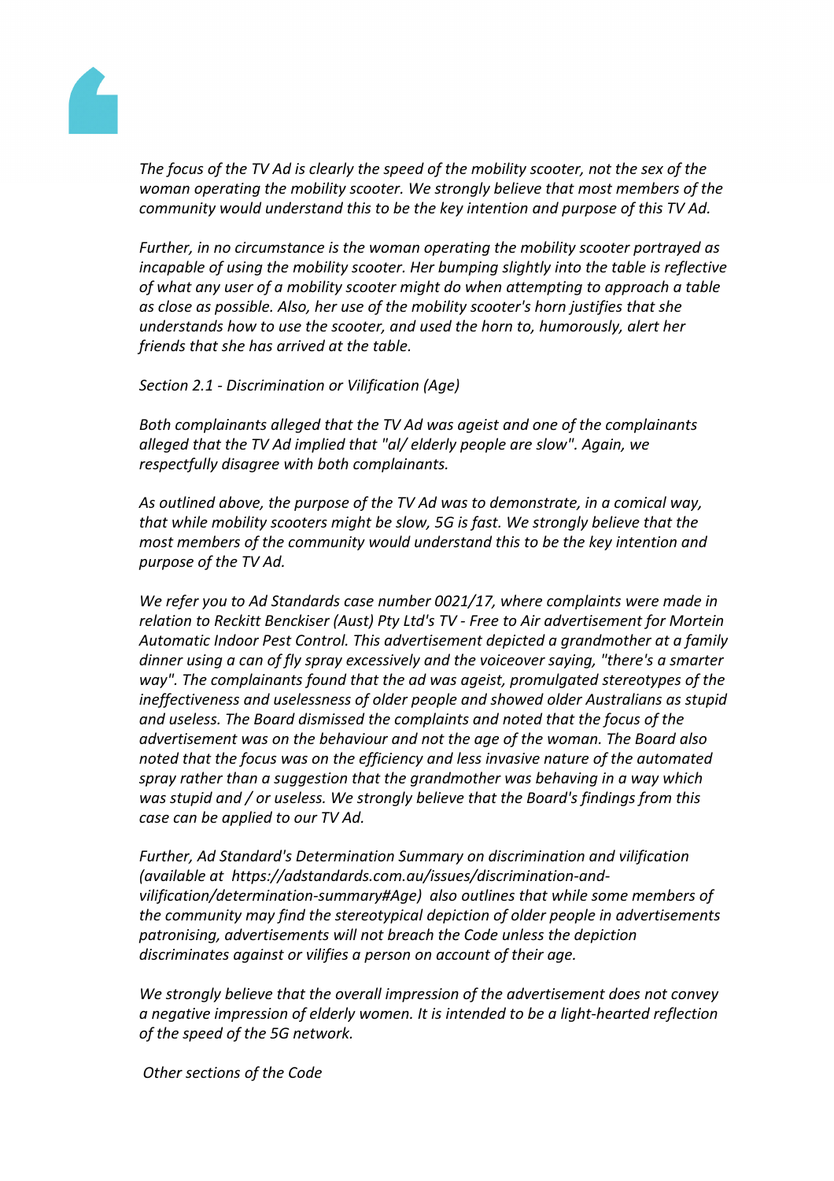*The focus of the TV Ad is clearly the speed of the mobility scooter, not the sex of the woman operating the mobility scooter. We strongly believe that most members of the community would understand this to be the key intention and purpose of this TV Ad.*

*Further, in no circumstance is the woman operating the mobility scooter portrayed as incapable of using the mobility scooter. Her bumping slightly into the table is reflective of what any user of a mobility scooter might do when attempting to approach a table as close as possible. Also, her use of the mobility scooter's horn justifies that she understands how to use the scooter, and used the horn to, humorously, alert her friends that she has arrived at the table.*

*Section 2.1 - Discrimination or Vilification (Age)*

*Both complainants alleged that the TV Ad was ageist and one of the complainants alleged that the TV Ad implied that "al/ elderly people are slow". Again, we respectfully disagree with both complainants.*

*As outlined above, the purpose of the TV Ad was to demonstrate, in a comical way, that while mobility scooters might be slow, 5G is fast. We strongly believe that the most members of the community would understand this to be the key intention and purpose of the TV Ad.*

*We refer you to Ad Standards case number 0021/17, where complaints were made in relation to Reckitt Benckiser (Aust) Pty Ltd's TV - Free to Air advertisement for Mortein Automatic Indoor Pest Control. This advertisement depicted a grandmother at a family dinner using a can of fly spray excessively and the voiceover saying, "there's a smarter way". The complainants found that the ad was ageist, promulgated stereotypes of the ineffectiveness and uselessness of older people and showed older Australians as stupid and useless. The Board dismissed the complaints and noted that the focus of the advertisement was on the behaviour and not the age of the woman. The Board also noted that the focus was on the efficiency and less invasive nature of the automated spray rather than a suggestion that the grandmother was behaving in a way which was stupid and / or useless. We strongly believe that the Board's findings from this case can be applied to our TV Ad.*

*Further, Ad Standard's Determination Summary on discrimination and vilification (available at https://adstandards.com.au/issues/discrimination-and-vilification/determination-summary#Age) also outlines that while some members of the community may find the stereotypical depiction of older people in advertisements patronising, advertisements will not breach the Code unless the depiction discriminates against or vilifies a person on account of their age.*

*We strongly believe that the overall impression of the advertisement does not convey a negative impression of elderly women. It is intended to be a light-hearted reflection of the speed of the 5G network.*

*Other sections of the Code*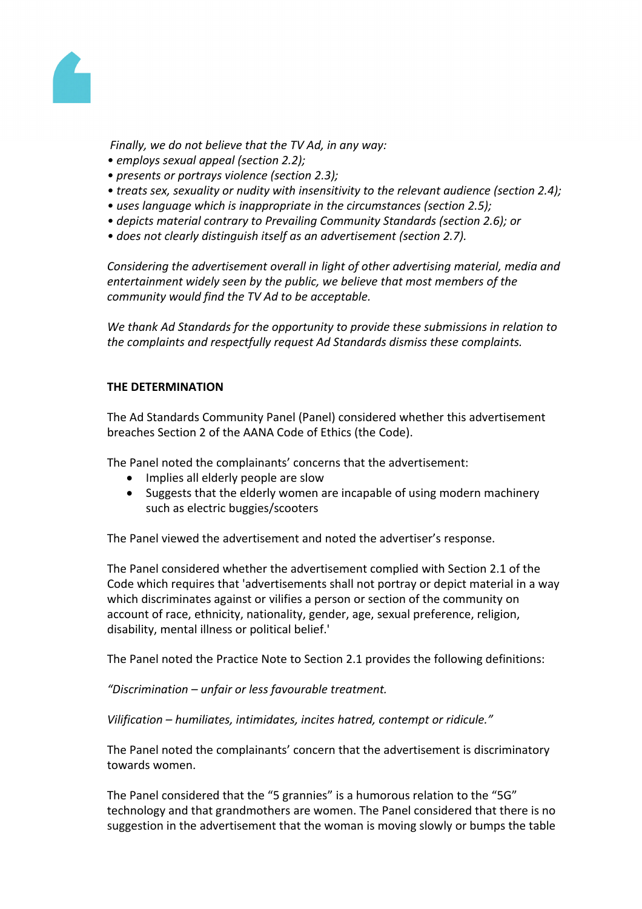*Finally, we do not believe that the TV Ad, in any way:*
*• employs sexual appeal (section 2.2);*
*• presents or portrays violence (section 2.3);*
*• treats sex, sexuality or nudity with insensitivity to the relevant audience (section 2.4);*
*• uses language which is inappropriate in the circumstances (section 2.5);*
*• depicts material contrary to Prevailing Community Standards (section 2.6); or*
*• does not clearly distinguish itself as an advertisement (section 2.7).*

*Considering the advertisement overall in light of other advertising material, media and entertainment widely seen by the public, we believe that most members of the community would find the TV Ad to be acceptable.*

*We thank Ad Standards for the opportunity to provide these submissions in relation to the complaints and respectfully request Ad Standards dismiss these complaints.*

**THE DETERMINATION**

The Ad Standards Community Panel (Panel) considered whether this advertisement breaches Section 2 of the AANA Code of Ethics (the Code).

The Panel noted the complainants' concerns that the advertisement:

- Implies all elderly people are slow
- Suggests that the elderly women are incapable of using modern machinery such as electric buggies/scooters

The Panel viewed the advertisement and noted the advertiser's response.

The Panel considered whether the advertisement complied with Section 2.1 of the Code which requires that 'advertisements shall not portray or depict material in a way which discriminates against or vilifies a person or section of the community on account of race, ethnicity, nationality, gender, age, sexual preference, religion, disability, mental illness or political belief.'

The Panel noted the Practice Note to Section 2.1 provides the following definitions:

*"Discrimination – unfair or less favourable treatment.*

*Vilification – humiliates, intimidates, incites hatred, contempt or ridicule."*

The Panel noted the complainants' concern that the advertisement is discriminatory towards women.

The Panel considered that the "5 grannies" is a humorous relation to the "5G" technology and that grandmothers are women. The Panel considered that there is no suggestion in the advertisement that the woman is moving slowly or bumps the table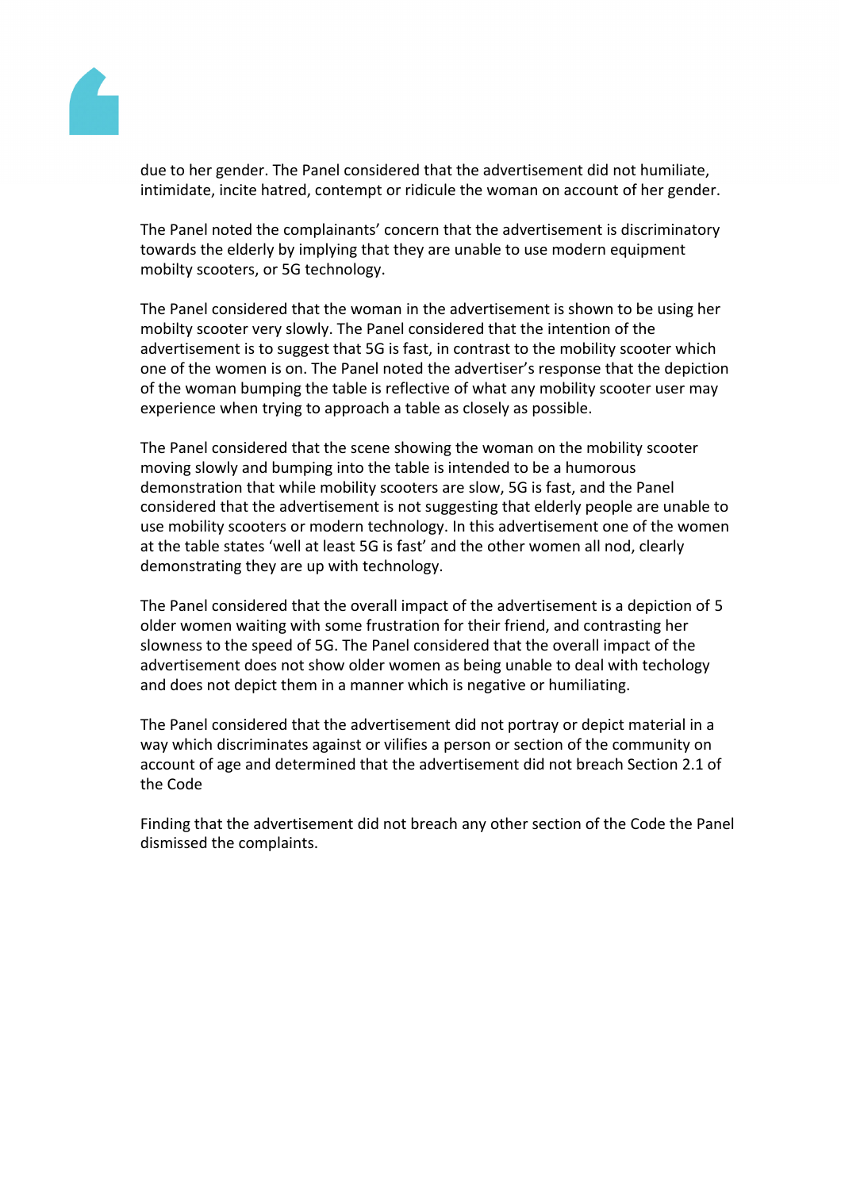due to her gender. The Panel considered that the advertisement did not humiliate, intimidate, incite hatred, contempt or ridicule the woman on account of her gender.

The Panel noted the complainants' concern that the advertisement is discriminatory towards the elderly by implying that they are unable to use modern equipment mobilty scooters, or 5G technology.

The Panel considered that the woman in the advertisement is shown to be using her mobilty scooter very slowly. The Panel considered that the intention of the advertisement is to suggest that 5G is fast, in contrast to the mobility scooter which one of the women is on. The Panel noted the advertiser's response that the depiction of the woman bumping the table is reflective of what any mobility scooter user may experience when trying to approach a table as closely as possible.

The Panel considered that the scene showing the woman on the mobility scooter moving slowly and bumping into the table is intended to be a humorous demonstration that while mobility scooters are slow, 5G is fast, and the Panel considered that the advertisement is not suggesting that elderly people are unable to use mobility scooters or modern technology. In this advertisement one of the women at the table states 'well at least 5G is fast' and the other women all nod, clearly demonstrating they are up with technology.

The Panel considered that the overall impact of the advertisement is a depiction of 5 older women waiting with some frustration for their friend, and contrasting her slowness to the speed of 5G. The Panel considered that the overall impact of the advertisement does not show older women as being unable to deal with techology and does not depict them in a manner which is negative or humiliating.

The Panel considered that the advertisement did not portray or depict material in a way which discriminates against or vilifies a person or section of the community on account of age and determined that the advertisement did not breach Section 2.1 of the Code

Finding that the advertisement did not breach any other section of the Code the Panel dismissed the complaints.